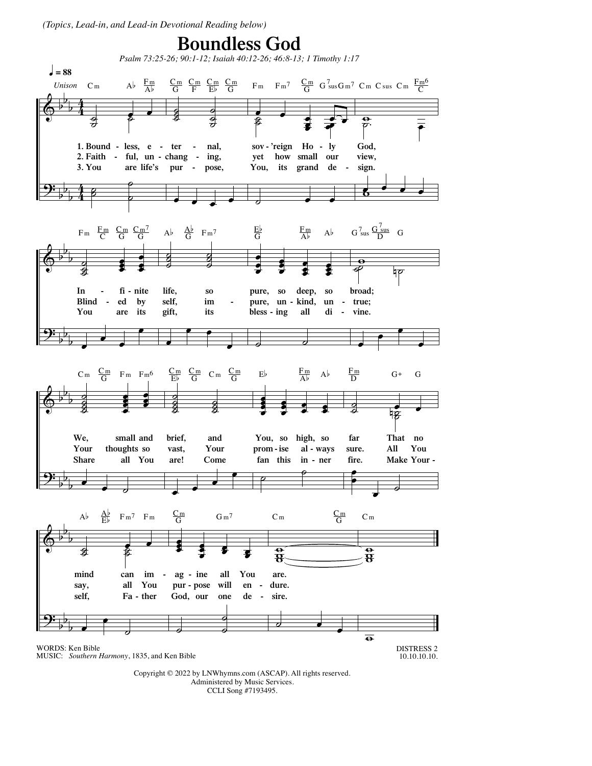*(Topics, Lead-in, and Lead-in Devotional Reading below)*

# Boundless God

*Psalm 73:25-26; 90:1-12; Isaiah 40:12-26; 46:8-13; 1 Timothy 1:17*

♩ = 88

Unison

1. Bound - less, e - ter - nal, sov - 'reign Ho - ly God,
In - fi - nite life, so pure, so deep, so broad;
We, small and brief, and You, so high, so far
That no mind can im - ag - ine all You are.

2. Faith - ful, un - chang - ing, yet how small our view,
Blind - ed by self, im - pure, un - kind, un - true;
Your thoughts so vast, Your prom - ise al - ways sure.
All You say, all You pur - pose will en - dure.

3. You are life's pur - pose, You, its grand de - sign.
You are its gift, its bless - ing all di - vine.
Share all You are! Come fan this in - ner fire.
Make Your - self, Fa - ther God, our one de - sire.

WORDS: Ken Bible
MUSIC: *Southern Harmony*, 1835, and Ken Bible

DISTRESS 2
10.10.10.10.

Copyright © 2022 by LNWhymns.com (ASCAP). All rights reserved.
Administered by Music Services.
CCLI Song #7193495.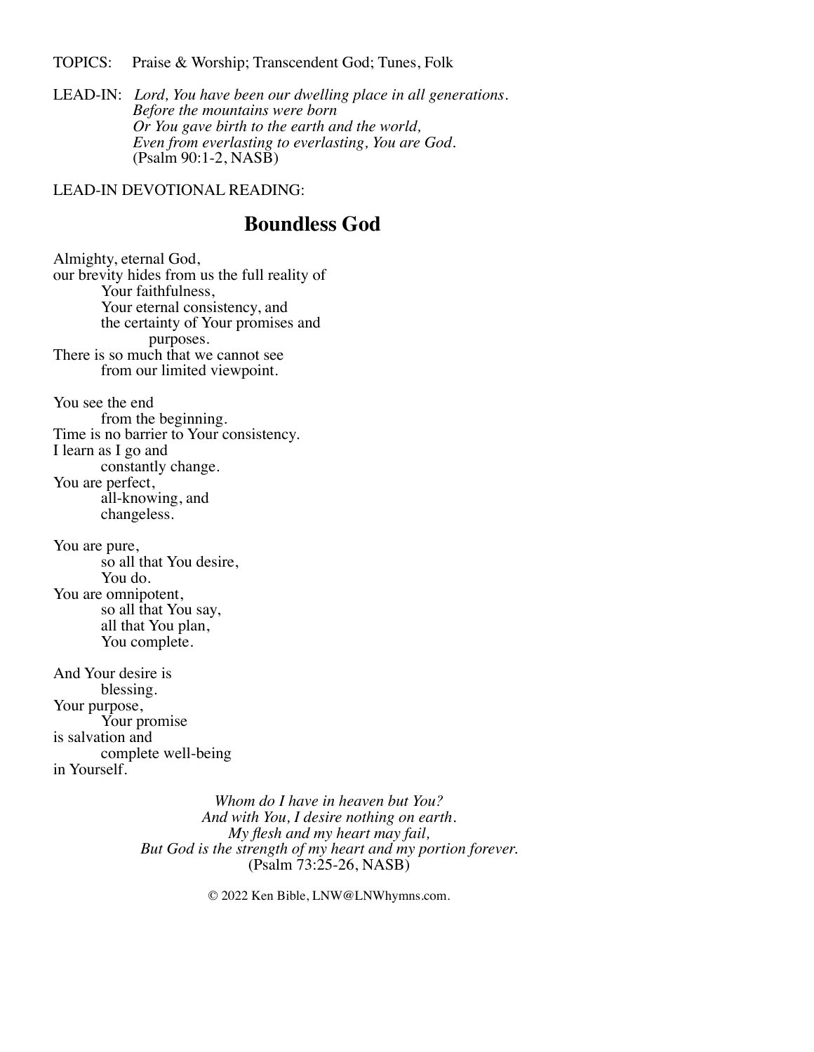TOPICS: Praise & Worship; Transcendent God; Tunes, Folk

LEAD-IN: *Lord, You have been our dwelling place in all generations.*
*Before the mountains were born*
*Or You gave birth to the earth and the world,*
*Even from everlasting to everlasting, You are God.*
(Psalm 90:1-2, NASB)

LEAD-IN DEVOTIONAL READING:

## Boundless God

Almighty, eternal God,
our brevity hides from us the full reality of
    Your faithfulness,
    Your eternal consistency, and
    the certainty of Your promises and
        purposes.
There is so much that we cannot see
    from our limited viewpoint.

You see the end
    from the beginning.
Time is no barrier to Your consistency.
I learn as I go and
    constantly change.
You are perfect,
    all-knowing, and
    changeless.

You are pure,
    so all that You desire,
    You do.
You are omnipotent,
    so all that You say,
    all that You plan,
    You complete.

And Your desire is
    blessing.
Your purpose,
    Your promise
is salvation and
    complete well-being
in Yourself.

*Whom do I have in heaven but You?*
*And with You, I desire nothing on earth.*
*My flesh and my heart may fail,*
*But God is the strength of my heart and my portion forever.*
(Psalm 73:25-26, NASB)

© 2022 Ken Bible, LNW@LNWhymns.com.